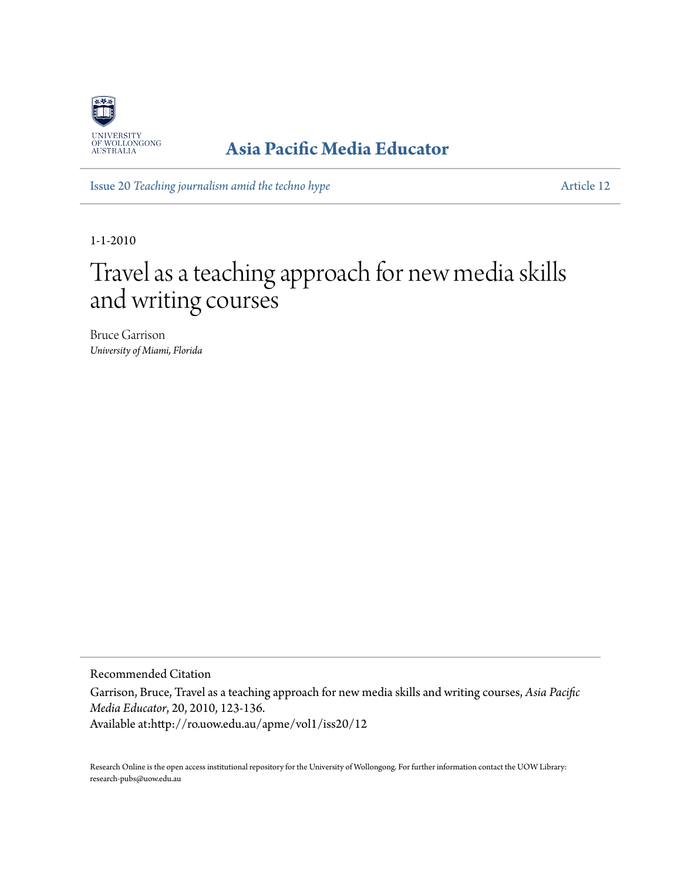UNIVERSITY OF WOLLONGONG AUSTRALIA

**Asia Pacific Media Educator**

Issue 20 *Teaching journalism amid the techno hype* | Article 12

1-1-2010

# Travel as a teaching approach for new media skills and writing courses

Bruce Garrison
*University of Miami, Florida*

Recommended Citation

Garrison, Bruce, Travel as a teaching approach for new media skills and writing courses, *Asia Pacific Media Educator*, 20, 2010, 123-136.
Available at:http://ro.uow.edu.au/apme/vol1/iss20/12

Research Online is the open access institutional repository for the University of Wollongong. For further information contact the UOW Library: research-pubs@uow.edu.au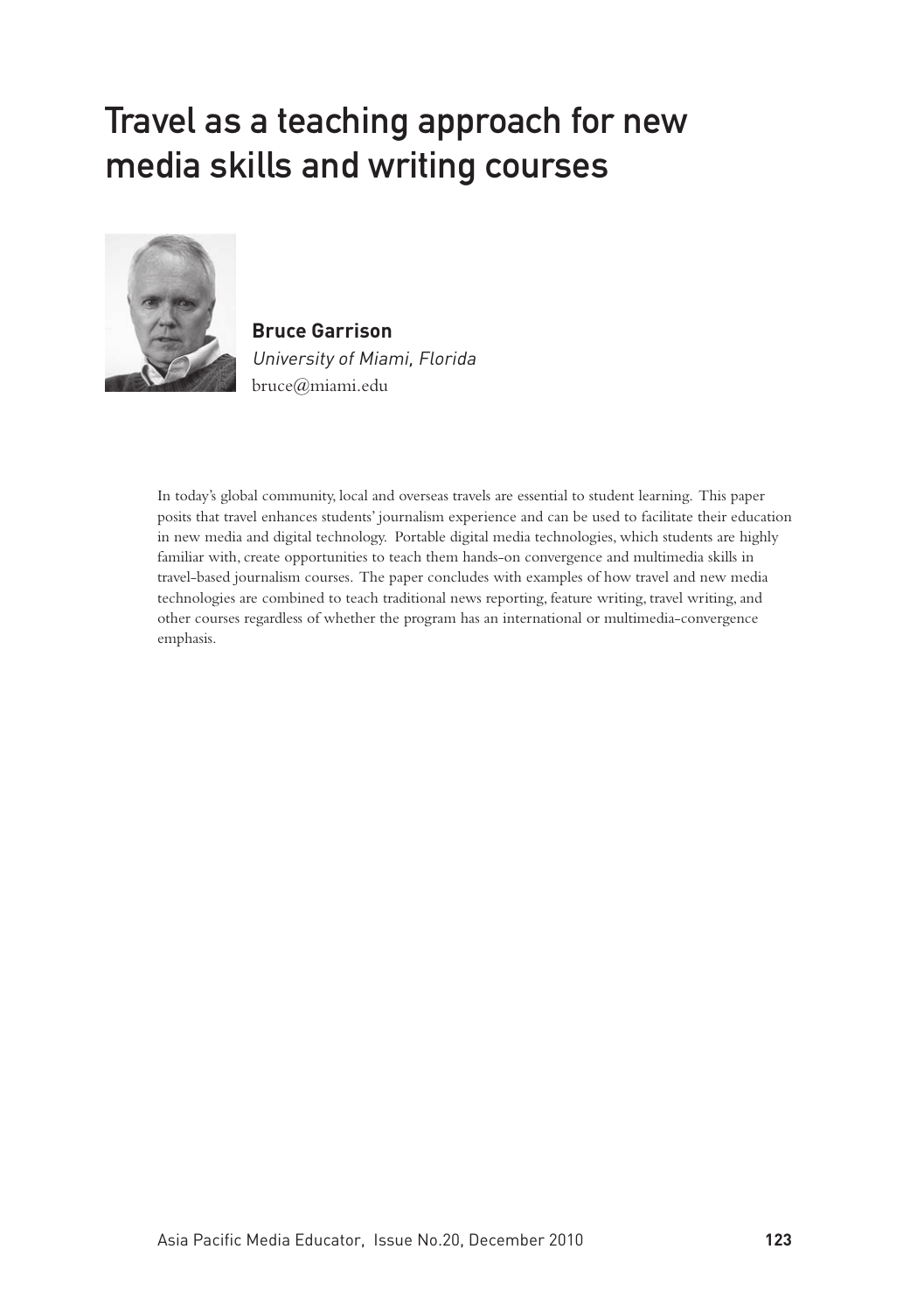# Travel as a teaching approach for new media skills and writing courses

**Bruce Garrison**
*University of Miami, Florida*
bruce@miami.edu

In today's global community, local and overseas travels are essential to student learning. This paper posits that travel enhances students' journalism experience and can be used to facilitate their education in new media and digital technology. Portable digital media technologies, which students are highly familiar with, create opportunities to teach them hands-on convergence and multimedia skills in travel-based journalism courses. The paper concludes with examples of how travel and new media technologies are combined to teach traditional news reporting, feature writing, travel writing, and other courses regardless of whether the program has an international or multimedia-convergence emphasis.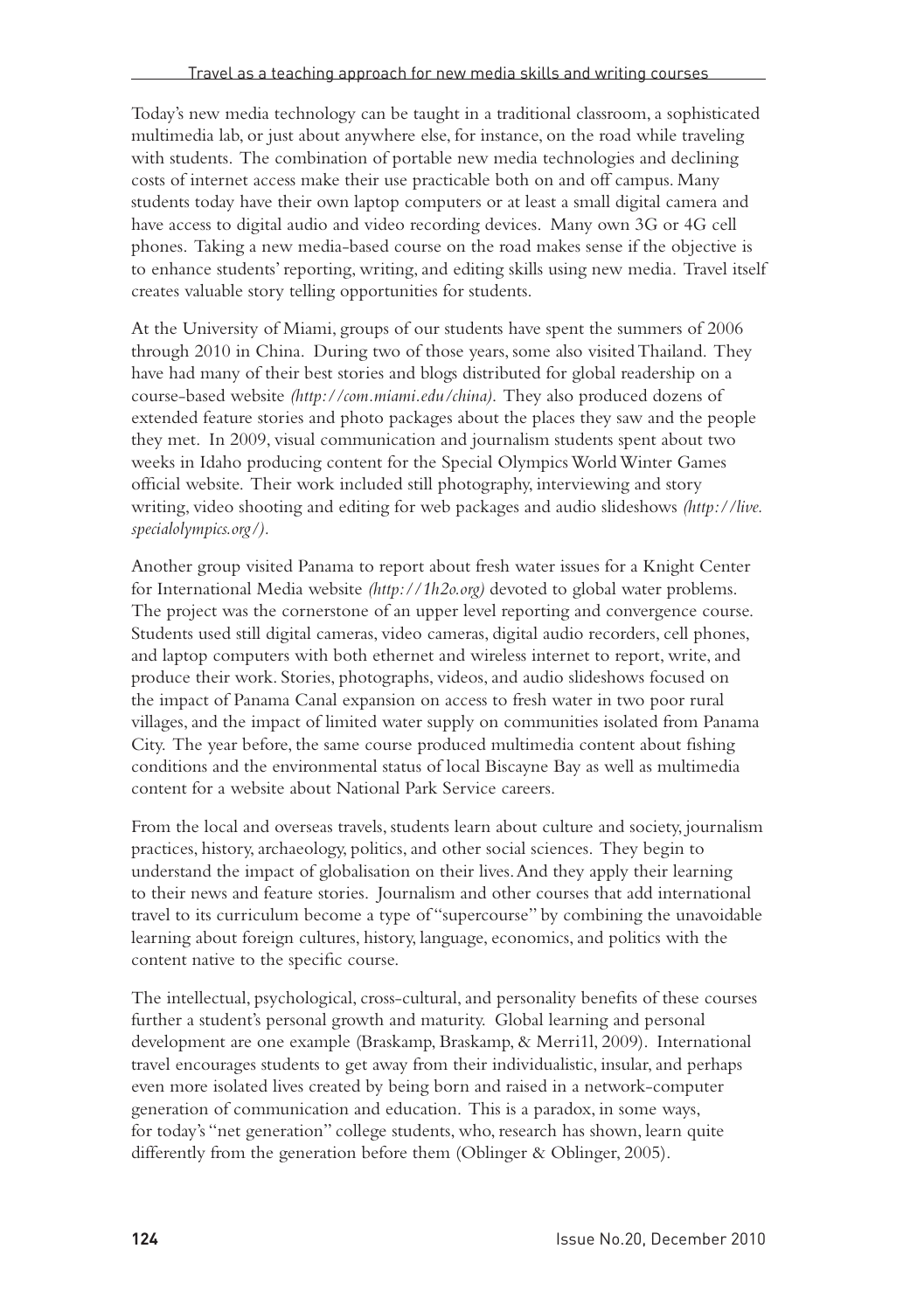Today's new media technology can be taught in a traditional classroom, a sophisticated multimedia lab, or just about anywhere else, for instance, on the road while traveling with students. The combination of portable new media technologies and declining costs of internet access make their use practicable both on and off campus. Many students today have their own laptop computers or at least a small digital camera and have access to digital audio and video recording devices. Many own 3G or 4G cell phones. Taking a new media-based course on the road makes sense if the objective is to enhance students' reporting, writing, and editing skills using new media. Travel itself creates valuable story telling opportunities for students.

At the University of Miami, groups of our students have spent the summers of 2006 through 2010 in China. During two of those years, some also visited Thailand. They have had many of their best stories and blogs distributed for global readership on a course-based website *(http://com.miami.edu/china)*. They also produced dozens of extended feature stories and photo packages about the places they saw and the people they met. In 2009, visual communication and journalism students spent about two weeks in Idaho producing content for the Special Olympics World Winter Games official website. Their work included still photography, interviewing and story writing, video shooting and editing for web packages and audio slideshows *(http://live.specialolympics.org/)*.

Another group visited Panama to report about fresh water issues for a Knight Center for International Media website *(http://1h2o.org)* devoted to global water problems. The project was the cornerstone of an upper level reporting and convergence course. Students used still digital cameras, video cameras, digital audio recorders, cell phones, and laptop computers with both ethernet and wireless internet to report, write, and produce their work. Stories, photographs, videos, and audio slideshows focused on the impact of Panama Canal expansion on access to fresh water in two poor rural villages, and the impact of limited water supply on communities isolated from Panama City. The year before, the same course produced multimedia content about fishing conditions and the environmental status of local Biscayne Bay as well as multimedia content for a website about National Park Service careers.

From the local and overseas travels, students learn about culture and society, journalism practices, history, archaeology, politics, and other social sciences. They begin to understand the impact of globalisation on their lives. And they apply their learning to their news and feature stories. Journalism and other courses that add international travel to its curriculum become a type of "supercourse" by combining the unavoidable learning about foreign cultures, history, language, economics, and politics with the content native to the specific course.

The intellectual, psychological, cross-cultural, and personality benefits of these courses further a student's personal growth and maturity. Global learning and personal development are one example (Braskamp, Braskamp, & Merrill, 2009). International travel encourages students to get away from their individualistic, insular, and perhaps even more isolated lives created by being born and raised in a network-computer generation of communication and education. This is a paradox, in some ways, for today's "net generation" college students, who, research has shown, learn quite differently from the generation before them (Oblinger & Oblinger, 2005).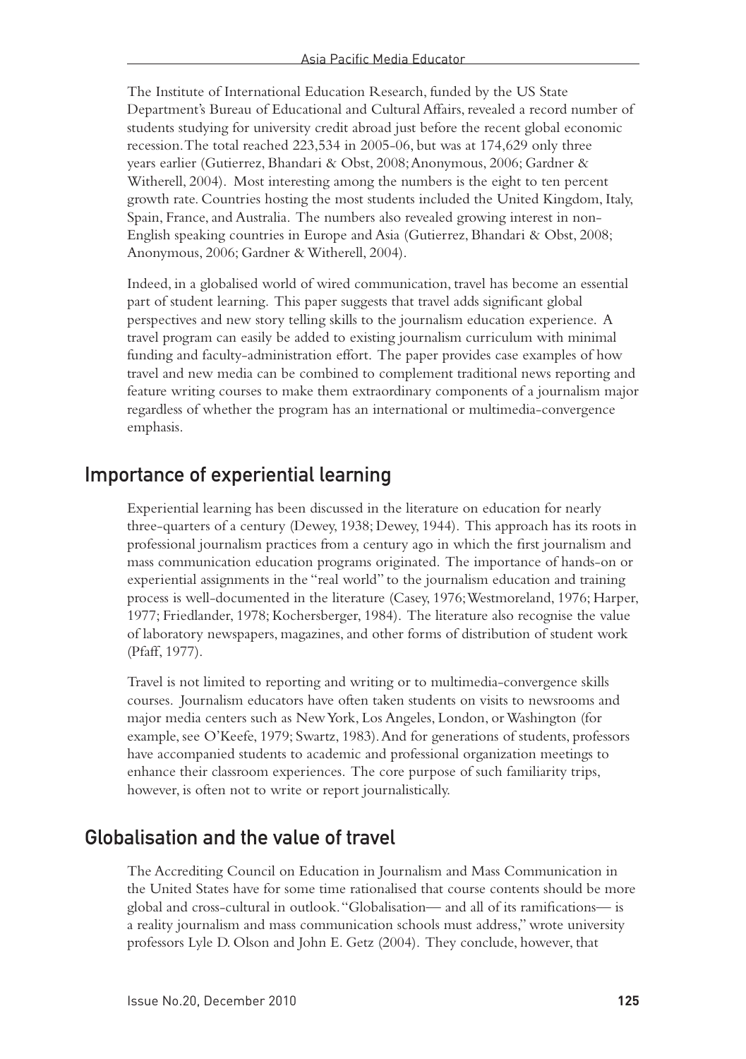The Institute of International Education Research, funded by the US State Department's Bureau of Educational and Cultural Affairs, revealed a record number of students studying for university credit abroad just before the recent global economic recession. The total reached 223,534 in 2005-06, but was at 174,629 only three years earlier (Gutierrez, Bhandari & Obst, 2008; Anonymous, 2006; Gardner & Witherell, 2004). Most interesting among the numbers is the eight to ten percent growth rate. Countries hosting the most students included the United Kingdom, Italy, Spain, France, and Australia. The numbers also revealed growing interest in non-English speaking countries in Europe and Asia (Gutierrez, Bhandari & Obst, 2008; Anonymous, 2006; Gardner & Witherell, 2004).

Indeed, in a globalised world of wired communication, travel has become an essential part of student learning. This paper suggests that travel adds significant global perspectives and new story telling skills to the journalism education experience. A travel program can easily be added to existing journalism curriculum with minimal funding and faculty-administration effort. The paper provides case examples of how travel and new media can be combined to complement traditional news reporting and feature writing courses to make them extraordinary components of a journalism major regardless of whether the program has an international or multimedia-convergence emphasis.

## Importance of experiential learning

Experiential learning has been discussed in the literature on education for nearly three-quarters of a century (Dewey, 1938; Dewey, 1944). This approach has its roots in professional journalism practices from a century ago in which the first journalism and mass communication education programs originated. The importance of hands-on or experiential assignments in the "real world" to the journalism education and training process is well-documented in the literature (Casey, 1976; Westmoreland, 1976; Harper, 1977; Friedlander, 1978; Kochersberger, 1984). The literature also recognise the value of laboratory newspapers, magazines, and other forms of distribution of student work (Pfaff, 1977).

Travel is not limited to reporting and writing or to multimedia-convergence skills courses. Journalism educators have often taken students on visits to newsrooms and major media centers such as New York, Los Angeles, London, or Washington (for example, see O'Keefe, 1979; Swartz, 1983). And for generations of students, professors have accompanied students to academic and professional organization meetings to enhance their classroom experiences. The core purpose of such familiarity trips, however, is often not to write or report journalistically.

## Globalisation and the value of travel

The Accrediting Council on Education in Journalism and Mass Communication in the United States have for some time rationalised that course contents should be more global and cross-cultural in outlook. "Globalisation— and all of its ramifications— is a reality journalism and mass communication schools must address," wrote university professors Lyle D. Olson and John E. Getz (2004). They conclude, however, that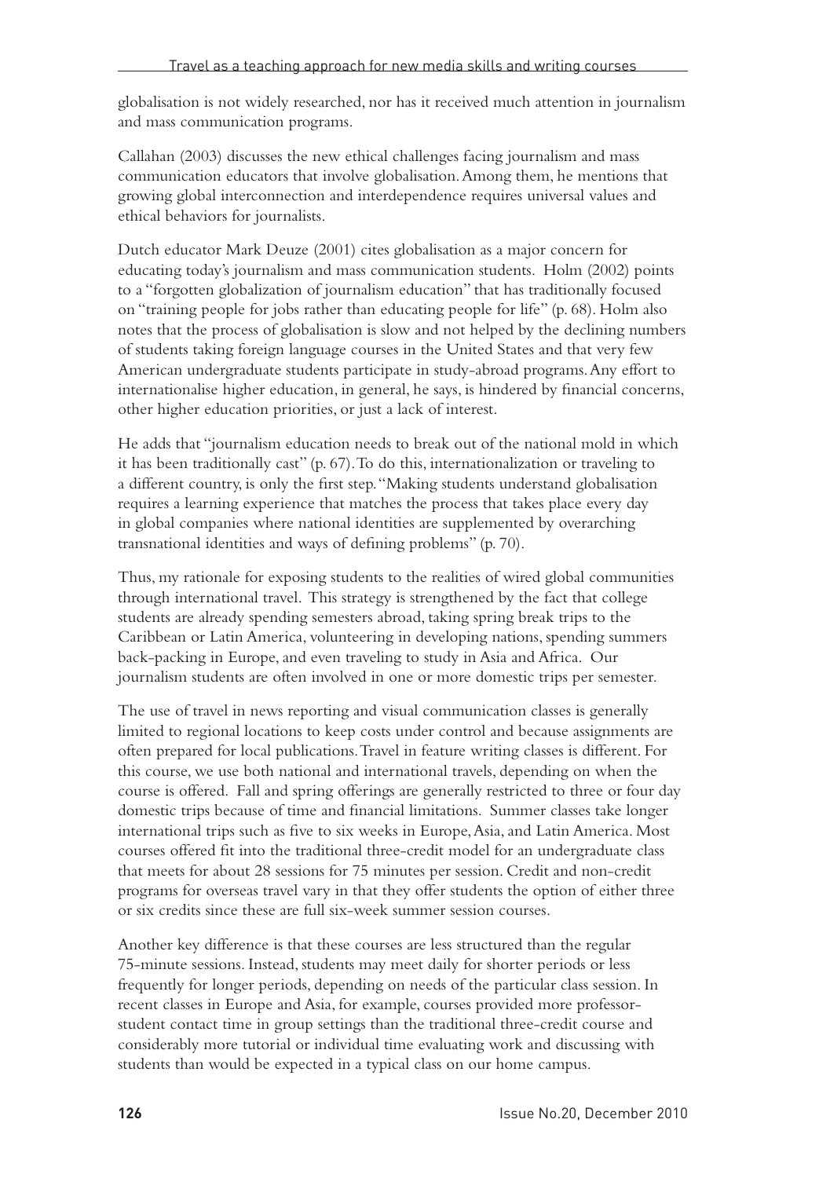globalisation is not widely researched, nor has it received much attention in journalism and mass communication programs.

Callahan (2003) discusses the new ethical challenges facing journalism and mass communication educators that involve globalisation. Among them, he mentions that growing global interconnection and interdependence requires universal values and ethical behaviors for journalists.

Dutch educator Mark Deuze (2001) cites globalisation as a major concern for educating today's journalism and mass communication students. Holm (2002) points to a "forgotten globalization of journalism education" that has traditionally focused on "training people for jobs rather than educating people for life" (p. 68). Holm also notes that the process of globalisation is slow and not helped by the declining numbers of students taking foreign language courses in the United States and that very few American undergraduate students participate in study-abroad programs. Any effort to internationalise higher education, in general, he says, is hindered by financial concerns, other higher education priorities, or just a lack of interest.

He adds that "journalism education needs to break out of the national mold in which it has been traditionally cast" (p. 67). To do this, internationalization or traveling to a different country, is only the first step. "Making students understand globalisation requires a learning experience that matches the process that takes place every day in global companies where national identities are supplemented by overarching transnational identities and ways of defining problems" (p. 70).

Thus, my rationale for exposing students to the realities of wired global communities through international travel. This strategy is strengthened by the fact that college students are already spending semesters abroad, taking spring break trips to the Caribbean or Latin America, volunteering in developing nations, spending summers back-packing in Europe, and even traveling to study in Asia and Africa. Our journalism students are often involved in one or more domestic trips per semester.

The use of travel in news reporting and visual communication classes is generally limited to regional locations to keep costs under control and because assignments are often prepared for local publications. Travel in feature writing classes is different. For this course, we use both national and international travels, depending on when the course is offered. Fall and spring offerings are generally restricted to three or four day domestic trips because of time and financial limitations. Summer classes take longer international trips such as five to six weeks in Europe, Asia, and Latin America. Most courses offered fit into the traditional three-credit model for an undergraduate class that meets for about 28 sessions for 75 minutes per session. Credit and non-credit programs for overseas travel vary in that they offer students the option of either three or six credits since these are full six-week summer session courses.

Another key difference is that these courses are less structured than the regular 75-minute sessions. Instead, students may meet daily for shorter periods or less frequently for longer periods, depending on needs of the particular class session. In recent classes in Europe and Asia, for example, courses provided more professor-student contact time in group settings than the traditional three-credit course and considerably more tutorial or individual time evaluating work and discussing with students than would be expected in a typical class on our home campus.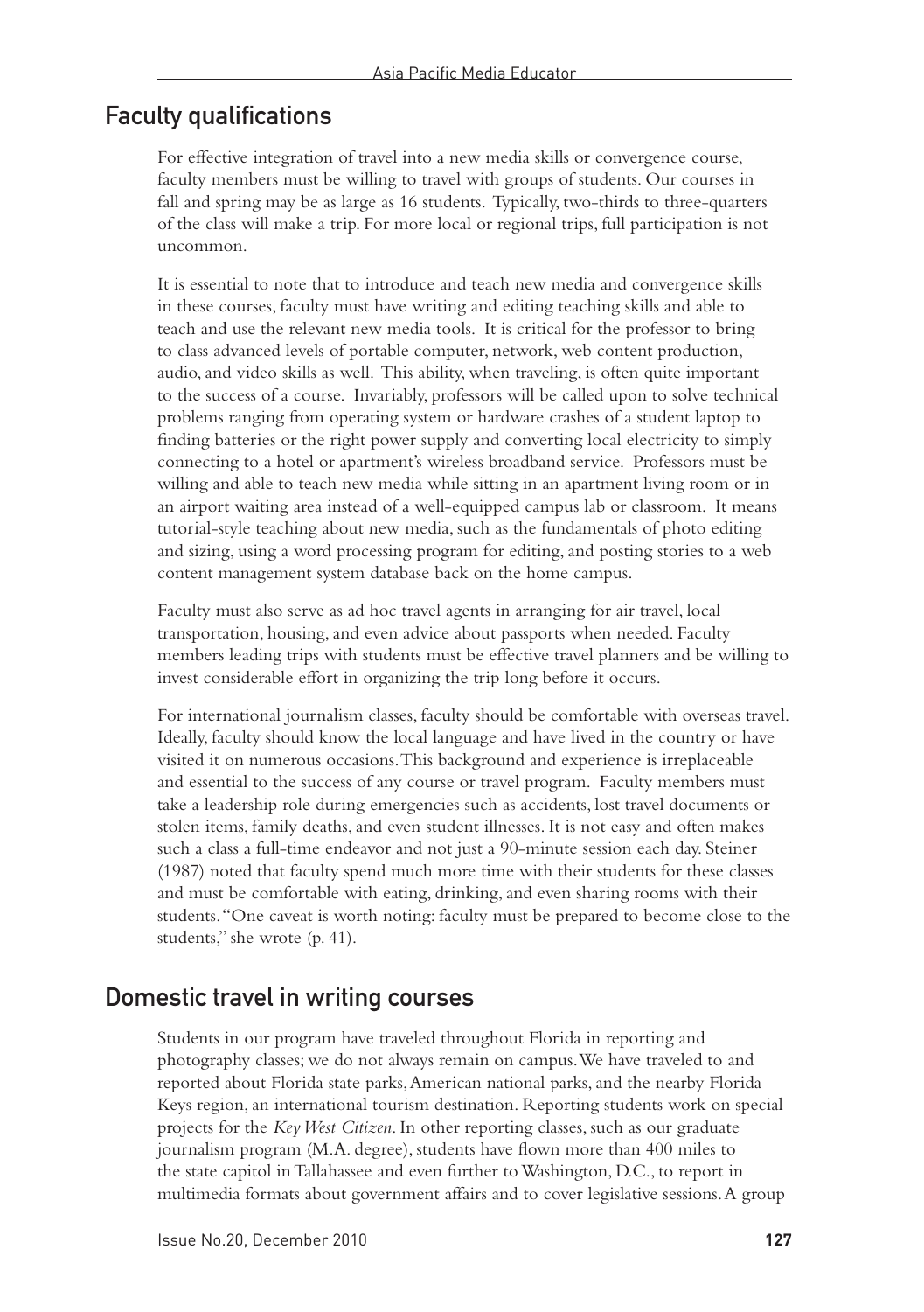## Faculty qualifications

For effective integration of travel into a new media skills or convergence course, faculty members must be willing to travel with groups of students. Our courses in fall and spring may be as large as 16 students. Typically, two-thirds to three-quarters of the class will make a trip. For more local or regional trips, full participation is not uncommon.

It is essential to note that to introduce and teach new media and convergence skills in these courses, faculty must have writing and editing teaching skills and able to teach and use the relevant new media tools. It is critical for the professor to bring to class advanced levels of portable computer, network, web content production, audio, and video skills as well. This ability, when traveling, is often quite important to the success of a course. Invariably, professors will be called upon to solve technical problems ranging from operating system or hardware crashes of a student laptop to finding batteries or the right power supply and converting local electricity to simply connecting to a hotel or apartment's wireless broadband service. Professors must be willing and able to teach new media while sitting in an apartment living room or in an airport waiting area instead of a well-equipped campus lab or classroom. It means tutorial-style teaching about new media, such as the fundamentals of photo editing and sizing, using a word processing program for editing, and posting stories to a web content management system database back on the home campus.

Faculty must also serve as ad hoc travel agents in arranging for air travel, local transportation, housing, and even advice about passports when needed. Faculty members leading trips with students must be effective travel planners and be willing to invest considerable effort in organizing the trip long before it occurs.

For international journalism classes, faculty should be comfortable with overseas travel. Ideally, faculty should know the local language and have lived in the country or have visited it on numerous occasions. This background and experience is irreplaceable and essential to the success of any course or travel program. Faculty members must take a leadership role during emergencies such as accidents, lost travel documents or stolen items, family deaths, and even student illnesses. It is not easy and often makes such a class a full-time endeavor and not just a 90-minute session each day. Steiner (1987) noted that faculty spend much more time with their students for these classes and must be comfortable with eating, drinking, and even sharing rooms with their students. "One caveat is worth noting: faculty must be prepared to become close to the students," she wrote (p. 41).

## Domestic travel in writing courses

Students in our program have traveled throughout Florida in reporting and photography classes; we do not always remain on campus. We have traveled to and reported about Florida state parks, American national parks, and the nearby Florida Keys region, an international tourism destination. Reporting students work on special projects for the *Key West Citizen*. In other reporting classes, such as our graduate journalism program (M.A. degree), students have flown more than 400 miles to the state capitol in Tallahassee and even further to Washington, D.C., to report in multimedia formats about government affairs and to cover legislative sessions. A group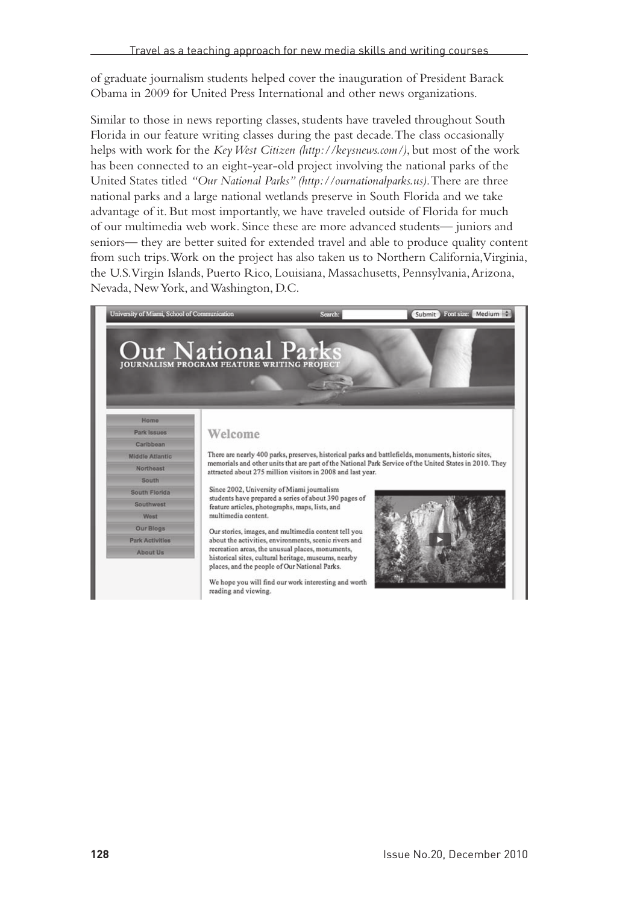of graduate journalism students helped cover the inauguration of President Barack Obama in 2009 for United Press International and other news organizations.

Similar to those in news reporting classes, students have traveled throughout South Florida in our feature writing classes during the past decade. The class occasionally helps with work for the *Key West Citizen (http://keysnews.com/)*, but most of the work has been connected to an eight-year-old project involving the national parks of the United States titled *"Our National Parks" (http://ournationalparks.us)*. There are three national parks and a large national wetlands preserve in South Florida and we take advantage of it. But most importantly, we have traveled outside of Florida for much of our multimedia web work. Since these are more advanced students— juniors and seniors— they are better suited for extended travel and able to produce quality content from such trips. Work on the project has also taken us to Northern California, Virginia, the U.S. Virgin Islands, Puerto Rico, Louisiana, Massachusetts, Pennsylvania, Arizona, Nevada, New York, and Washington, D.C.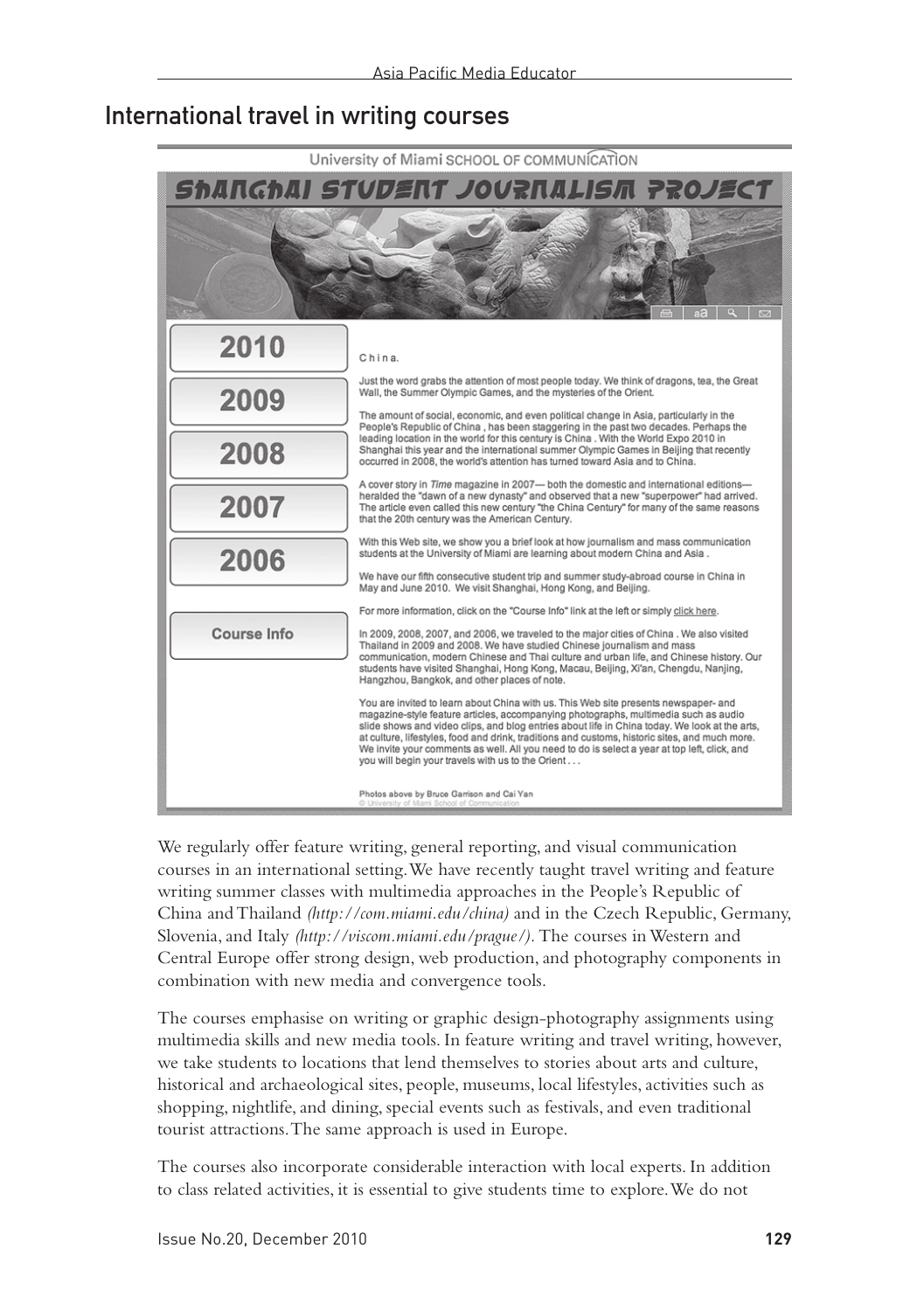## International travel in writing courses

University of Miami SCHOOL OF COMMUNICATION

SHANGHAI STUDENT JOURNALISM PROJECT

2010

2009

2008

2007

2006

Course Info

China.

Just the word grabs the attention of most people today. We think of dragons, tea, the Great Wall, the Summer Olympic Games, and the mysteries of the Orient.

The amount of social, economic, and even political change in Asia, particularly in the People's Republic of China , has been staggering in the past two decades. Perhaps the leading location in the world for this century is China . With the World Expo 2010 in Shanghai this year and the international summer Olympic Games in Beijing that recently occurred in 2008, the world's attention has turned toward Asia and to China.

A cover story in *Time* magazine in 2007— both the domestic and international editions— heralded the "dawn of a new dynasty" and observed that a new "superpower" had arrived. The article even called this new century "the China Century" for many of the same reasons that the 20th century was the American Century.

With this Web site, we show you a brief look at how journalism and mass communication students at the University of Miami are learning about modern China and Asia .

We have our fifth consecutive student trip and summer study-abroad course in China in May and June 2010. We visit Shanghai, Hong Kong, and Beijing.

For more information, click on the "Course Info" link at the left or simply click here.

In 2009, 2008, 2007, and 2006, we traveled to the major cities of China . We also visited Thailand in 2009 and 2008. We have studied Chinese journalism and mass communication, modern Chinese and Thai culture and urban life, and Chinese history. Our students have visited Shanghai, Hong Kong, Macau, Beijing, Xi'an, Chengdu, Nanjing, Hangzhou, Bangkok, and other places of note.

You are invited to learn about China with us. This Web site presents newspaper- and magazine-style feature articles, accompanying photographs, multimedia such as audio slide shows and video clips, and blog entries about life in China today. We look at the arts, at culture, lifestyles, food and drink, traditions and customs, historic sites, and much more. We invite your comments as well. All you need to do is select a year at top left, click, and you will begin your travels with us to the Orient . . .

Photos above by Bruce Garrison and Cai Yan
© University of Miami School of Communication

We regularly offer feature writing, general reporting, and visual communication courses in an international setting. We have recently taught travel writing and feature writing summer classes with multimedia approaches in the People's Republic of China and Thailand *(http://com.miami.edu/china)* and in the Czech Republic, Germany, Slovenia, and Italy *(http://viscom.miami.edu/prague/)*. The courses in Western and Central Europe offer strong design, web production, and photography components in combination with new media and convergence tools.

The courses emphasise on writing or graphic design-photography assignments using multimedia skills and new media tools. In feature writing and travel writing, however, we take students to locations that lend themselves to stories about arts and culture, historical and archaeological sites, people, museums, local lifestyles, activities such as shopping, nightlife, and dining, special events such as festivals, and even traditional tourist attractions. The same approach is used in Europe.

The courses also incorporate considerable interaction with local experts. In addition to class related activities, it is essential to give students time to explore. We do not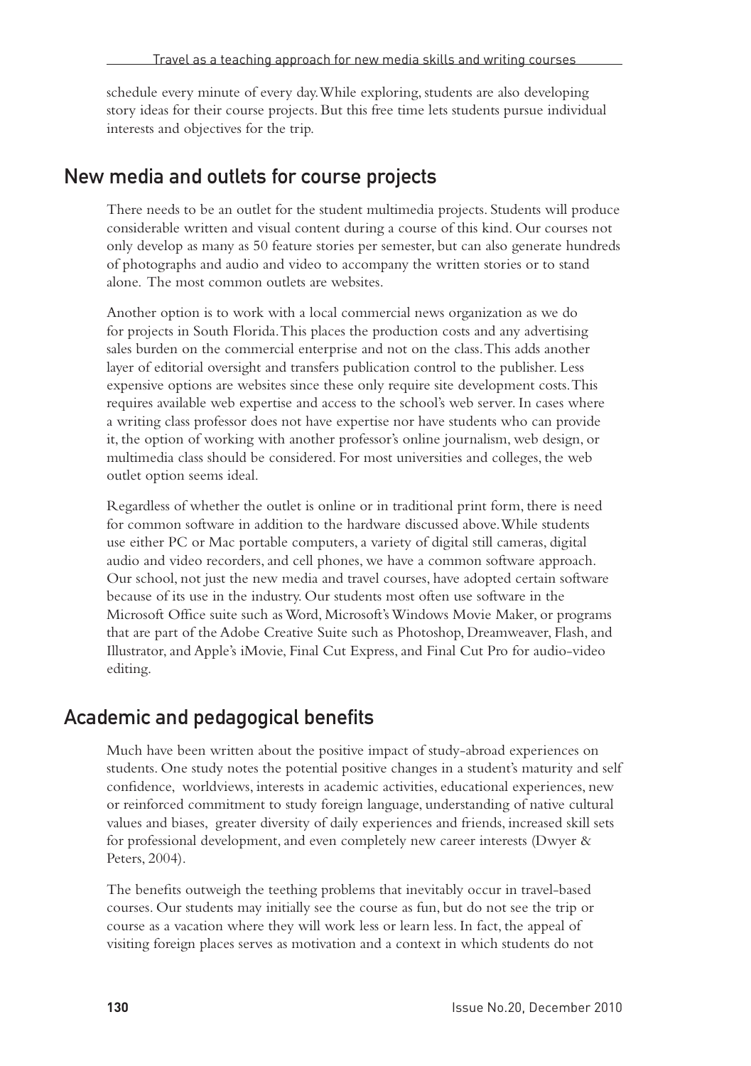schedule every minute of every day. While exploring, students are also developing story ideas for their course projects. But this free time lets students pursue individual interests and objectives for the trip.

## New media and outlets for course projects

There needs to be an outlet for the student multimedia projects. Students will produce considerable written and visual content during a course of this kind. Our courses not only develop as many as 50 feature stories per semester, but can also generate hundreds of photographs and audio and video to accompany the written stories or to stand alone. The most common outlets are websites.

Another option is to work with a local commercial news organization as we do for projects in South Florida. This places the production costs and any advertising sales burden on the commercial enterprise and not on the class. This adds another layer of editorial oversight and transfers publication control to the publisher. Less expensive options are websites since these only require site development costs. This requires available web expertise and access to the school's web server. In cases where a writing class professor does not have expertise nor have students who can provide it, the option of working with another professor's online journalism, web design, or multimedia class should be considered. For most universities and colleges, the web outlet option seems ideal.

Regardless of whether the outlet is online or in traditional print form, there is need for common software in addition to the hardware discussed above. While students use either PC or Mac portable computers, a variety of digital still cameras, digital audio and video recorders, and cell phones, we have a common software approach. Our school, not just the new media and travel courses, have adopted certain software because of its use in the industry. Our students most often use software in the Microsoft Office suite such as Word, Microsoft's Windows Movie Maker, or programs that are part of the Adobe Creative Suite such as Photoshop, Dreamweaver, Flash, and Illustrator, and Apple's iMovie, Final Cut Express, and Final Cut Pro for audio-video editing.

## Academic and pedagogical benefits

Much have been written about the positive impact of study-abroad experiences on students. One study notes the potential positive changes in a student's maturity and self confidence, worldviews, interests in academic activities, educational experiences, new or reinforced commitment to study foreign language, understanding of native cultural values and biases, greater diversity of daily experiences and friends, increased skill sets for professional development, and even completely new career interests (Dwyer & Peters, 2004).

The benefits outweigh the teething problems that inevitably occur in travel-based courses. Our students may initially see the course as fun, but do not see the trip or course as a vacation where they will work less or learn less. In fact, the appeal of visiting foreign places serves as motivation and a context in which students do not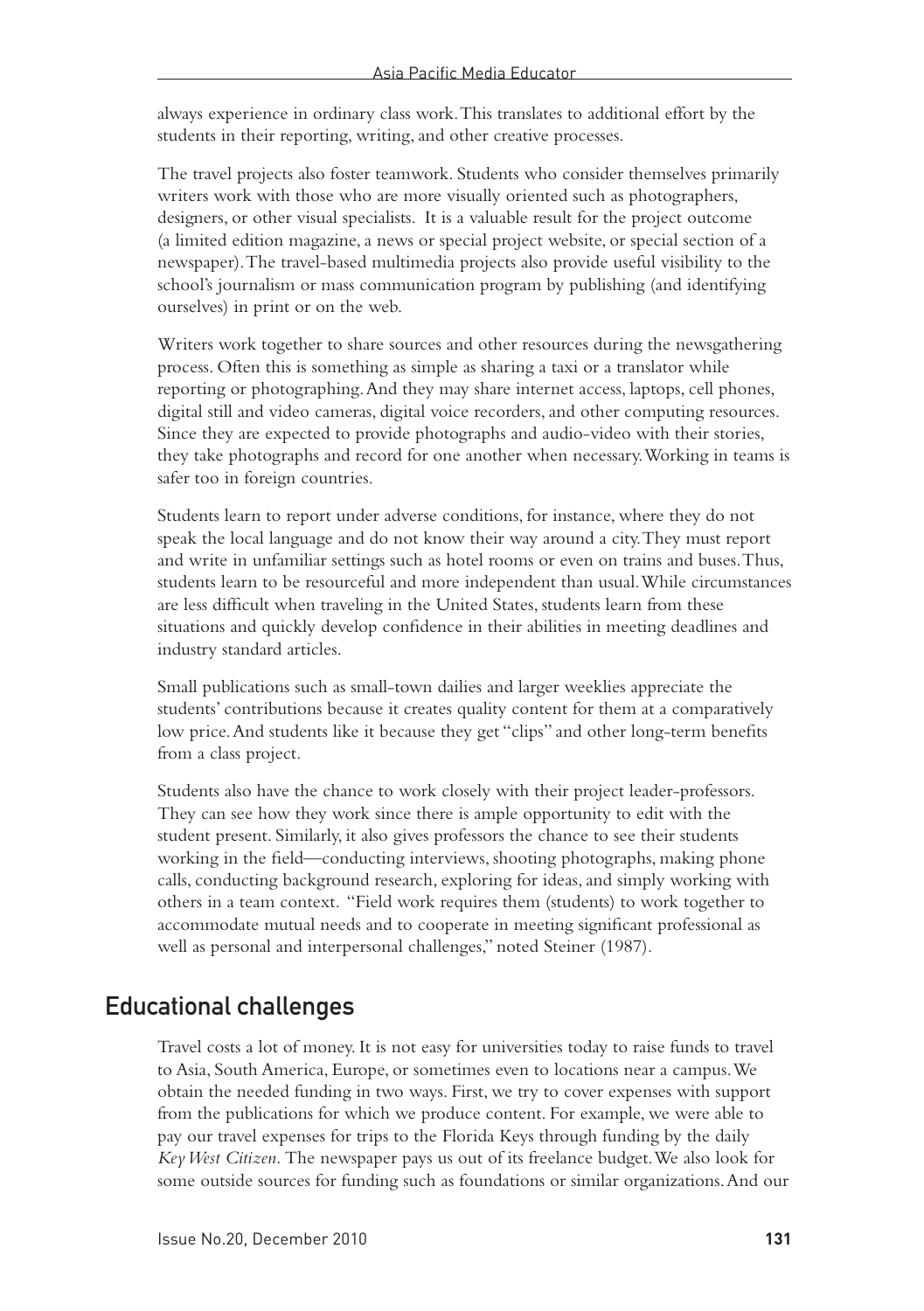always experience in ordinary class work. This translates to additional effort by the students in their reporting, writing, and other creative processes.

The travel projects also foster teamwork. Students who consider themselves primarily writers work with those who are more visually oriented such as photographers, designers, or other visual specialists. It is a valuable result for the project outcome (a limited edition magazine, a news or special project website, or special section of a newspaper). The travel-based multimedia projects also provide useful visibility to the school's journalism or mass communication program by publishing (and identifying ourselves) in print or on the web.

Writers work together to share sources and other resources during the newsgathering process. Often this is something as simple as sharing a taxi or a translator while reporting or photographing. And they may share internet access, laptops, cell phones, digital still and video cameras, digital voice recorders, and other computing resources. Since they are expected to provide photographs and audio-video with their stories, they take photographs and record for one another when necessary. Working in teams is safer too in foreign countries.

Students learn to report under adverse conditions, for instance, where they do not speak the local language and do not know their way around a city. They must report and write in unfamiliar settings such as hotel rooms or even on trains and buses. Thus, students learn to be resourceful and more independent than usual. While circumstances are less difficult when traveling in the United States, students learn from these situations and quickly develop confidence in their abilities in meeting deadlines and industry standard articles.

Small publications such as small-town dailies and larger weeklies appreciate the students' contributions because it creates quality content for them at a comparatively low price. And students like it because they get "clips" and other long-term benefits from a class project.

Students also have the chance to work closely with their project leader-professors. They can see how they work since there is ample opportunity to edit with the student present. Similarly, it also gives professors the chance to see their students working in the field—conducting interviews, shooting photographs, making phone calls, conducting background research, exploring for ideas, and simply working with others in a team context. "Field work requires them (students) to work together to accommodate mutual needs and to cooperate in meeting significant professional as well as personal and interpersonal challenges," noted Steiner (1987).

## Educational challenges

Travel costs a lot of money. It is not easy for universities today to raise funds to travel to Asia, South America, Europe, or sometimes even to locations near a campus. We obtain the needed funding in two ways. First, we try to cover expenses with support from the publications for which we produce content. For example, we were able to pay our travel expenses for trips to the Florida Keys through funding by the daily *Key West Citizen.* The newspaper pays us out of its freelance budget. We also look for some outside sources for funding such as foundations or similar organizations. And our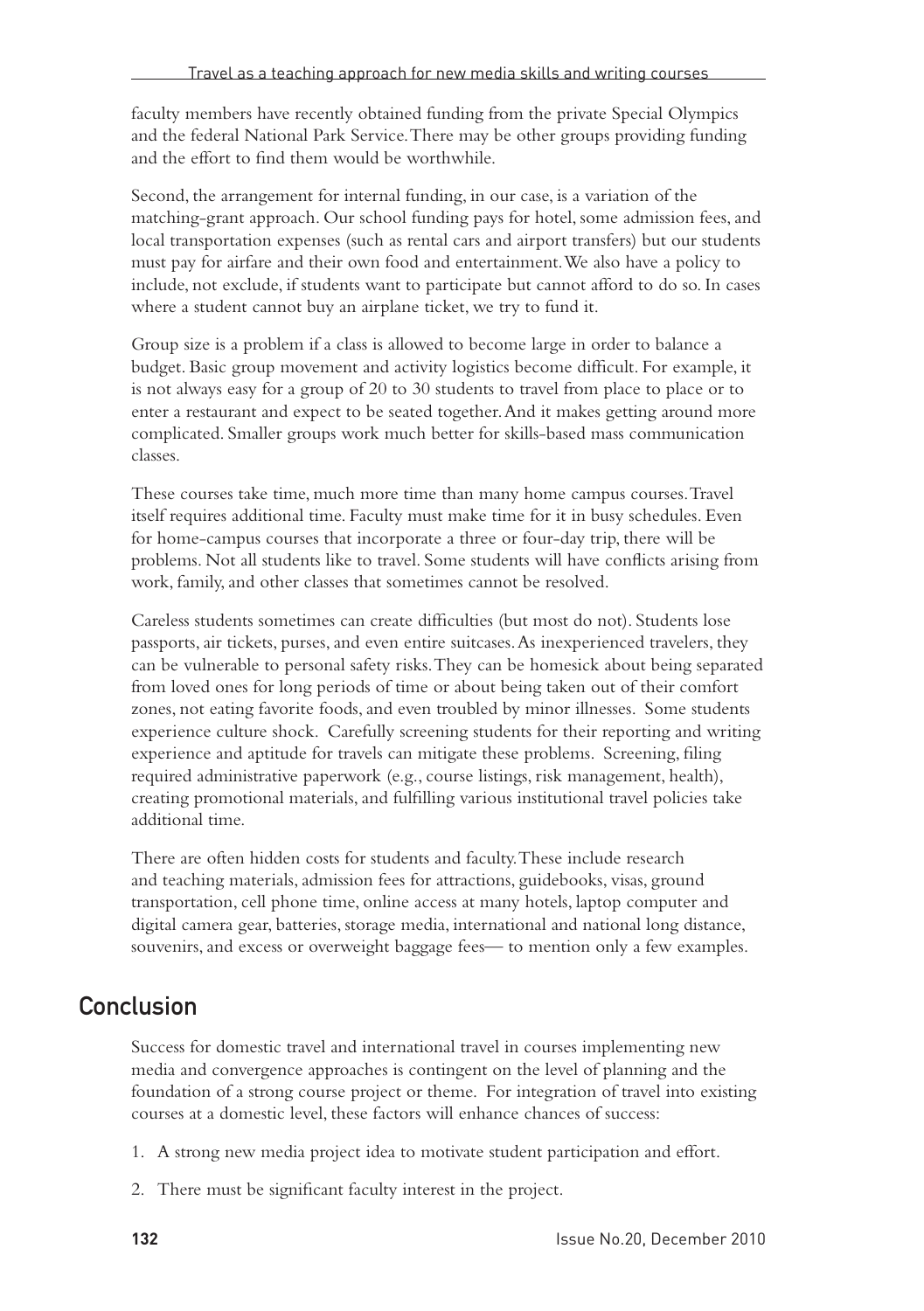faculty members have recently obtained funding from the private Special Olympics and the federal National Park Service. There may be other groups providing funding and the effort to find them would be worthwhile.

Second, the arrangement for internal funding, in our case, is a variation of the matching-grant approach. Our school funding pays for hotel, some admission fees, and local transportation expenses (such as rental cars and airport transfers) but our students must pay for airfare and their own food and entertainment. We also have a policy to include, not exclude, if students want to participate but cannot afford to do so. In cases where a student cannot buy an airplane ticket, we try to fund it.

Group size is a problem if a class is allowed to become large in order to balance a budget. Basic group movement and activity logistics become difficult. For example, it is not always easy for a group of 20 to 30 students to travel from place to place or to enter a restaurant and expect to be seated together. And it makes getting around more complicated. Smaller groups work much better for skills-based mass communication classes.

These courses take time, much more time than many home campus courses. Travel itself requires additional time. Faculty must make time for it in busy schedules. Even for home-campus courses that incorporate a three or four-day trip, there will be problems. Not all students like to travel. Some students will have conflicts arising from work, family, and other classes that sometimes cannot be resolved.

Careless students sometimes can create difficulties (but most do not). Students lose passports, air tickets, purses, and even entire suitcases. As inexperienced travelers, they can be vulnerable to personal safety risks. They can be homesick about being separated from loved ones for long periods of time or about being taken out of their comfort zones, not eating favorite foods, and even troubled by minor illnesses. Some students experience culture shock. Carefully screening students for their reporting and writing experience and aptitude for travels can mitigate these problems. Screening, filing required administrative paperwork (e.g., course listings, risk management, health), creating promotional materials, and fulfilling various institutional travel policies take additional time.

There are often hidden costs for students and faculty. These include research and teaching materials, admission fees for attractions, guidebooks, visas, ground transportation, cell phone time, online access at many hotels, laptop computer and digital camera gear, batteries, storage media, international and national long distance, souvenirs, and excess or overweight baggage fees— to mention only a few examples.

## Conclusion

Success for domestic travel and international travel in courses implementing new media and convergence approaches is contingent on the level of planning and the foundation of a strong course project or theme. For integration of travel into existing courses at a domestic level, these factors will enhance chances of success:

1. A strong new media project idea to motivate student participation and effort.
2. There must be significant faculty interest in the project.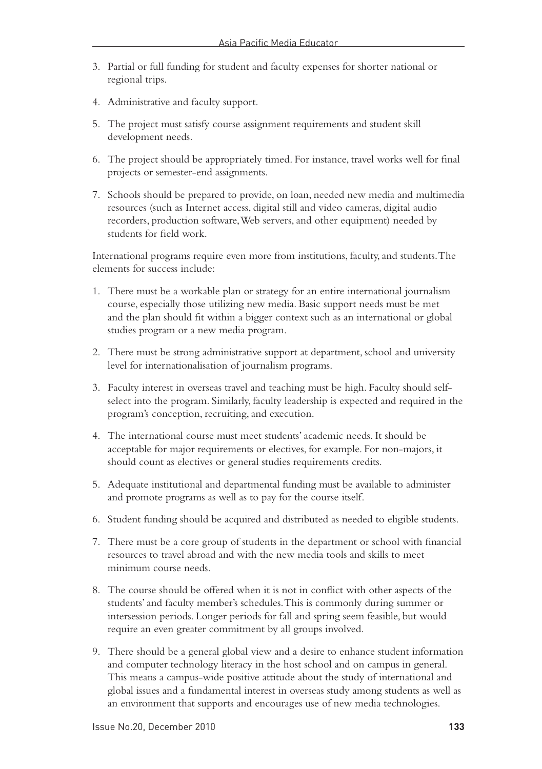3. Partial or full funding for student and faculty expenses for shorter national or regional trips.

4. Administrative and faculty support.

5. The project must satisfy course assignment requirements and student skill development needs.

6. The project should be appropriately timed. For instance, travel works well for final projects or semester-end assignments.

7. Schools should be prepared to provide, on loan, needed new media and multimedia resources (such as Internet access, digital still and video cameras, digital audio recorders, production software, Web servers, and other equipment) needed by students for field work.

International programs require even more from institutions, faculty, and students. The elements for success include:

1. There must be a workable plan or strategy for an entire international journalism course, especially those utilizing new media. Basic support needs must be met and the plan should fit within a bigger context such as an international or global studies program or a new media program.

2. There must be strong administrative support at department, school and university level for internationalisation of journalism programs.

3. Faculty interest in overseas travel and teaching must be high. Faculty should self-select into the program. Similarly, faculty leadership is expected and required in the program's conception, recruiting, and execution.

4. The international course must meet students' academic needs. It should be acceptable for major requirements or electives, for example. For non-majors, it should count as electives or general studies requirements credits.

5. Adequate institutional and departmental funding must be available to administer and promote programs as well as to pay for the course itself.

6. Student funding should be acquired and distributed as needed to eligible students.

7. There must be a core group of students in the department or school with financial resources to travel abroad and with the new media tools and skills to meet minimum course needs.

8. The course should be offered when it is not in conflict with other aspects of the students' and faculty member's schedules. This is commonly during summer or intersession periods. Longer periods for fall and spring seem feasible, but would require an even greater commitment by all groups involved.

9. There should be a general global view and a desire to enhance student information and computer technology literacy in the host school and on campus in general. This means a campus-wide positive attitude about the study of international and global issues and a fundamental interest in overseas study among students as well as an environment that supports and encourages use of new media technologies.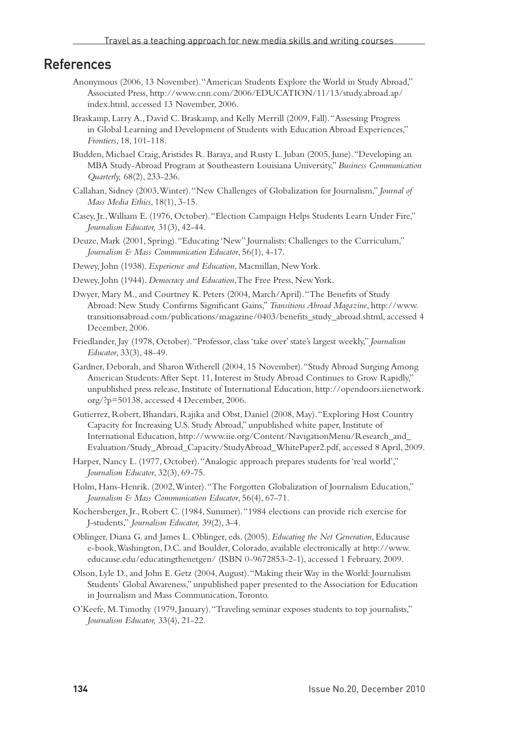## References

Anonymous (2006, 13 November). "American Students Explore the World in Study Abroad," Associated Press, http://www.cnn.com/2006/EDUCATION/11/13/study.abroad.ap/index.html, accessed 13 November, 2006.

Braskamp, Larry A., David C. Braskamp, and Kelly Merrill (2009, Fall). "Assessing Progress in Global Learning and Development of Students with Education Abroad Experiences," *Frontiers*, 18, 101-118.

Budden, Michael Craig, Aristides R. Baraya, and Rusty L. Juban (2005, June). "Developing an MBA Study-Abroad Program at Southeastern Louisiana University," *Business Communication Quarterly,* 68(2), 233-236.

Callahan, Sidney (2003, Winter). "New Challenges of Globalization for Journalism," *Journal of Mass Media Ethics*, 18(1), 3-15.

Casey, Jr., William E. (1976, October). "Election Campaign Helps Students Learn Under Fire," *Journalism Educator,* 31(3), 42-44.

Deuze, Mark (2001, Spring). "Educating 'New' Journalists: Challenges to the Curriculum," *Journalism & Mass Communication Educator*, 56(1), 4-17.

Dewey, John (1938). *Experience and Education*, Macmillan, New York.

Dewey, John (1944). *Democracy and Education*, The Free Press, New York.

Dwyer, Mary M., and Courtney K. Peters (2004, March/April). "The Benefits of Study Abroad: New Study Confirms Significant Gains," *Transitions Abroad Magazine*, http://www.transitionsabroad.com/publications/magazine/0403/benefits_study_abroad.shtml, accessed 4 December, 2006.

Friedlander, Jay (1978, October). "Professor, class 'take over' state's largest weekly," *Journalism Educator*, 33(3), 48-49.

Gardner, Deborah, and Sharon Witherell (2004, 15 November). "Study Abroad Surging Among American Students: After Sept. 11, Interest in Study Abroad Continues to Grow Rapidly," unpublished press release, Institute of International Education, http://opendoors.iienetwork.org/?p=50138, accessed 4 December, 2006.

Gutierrez, Robert, Bhandari, Rajika and Obst, Daniel (2008, May). "Exploring Host Country Capacity for Increasing U.S. Study Abroad," unpublished white paper, Institute of International Education, http://www.iie.org/Content/NavigationMenu/Research_and_Evaluation/Study_Abroad_Capacity/StudyAbroad_WhitePaper2.pdf, accessed 8 April, 2009.

Harper, Nancy L. (1977, October). "Analogic approach prepares students for 'real world'," *Journalism Educator*, 32(3), 69-75.

Holm, Hans-Henrik. (2002, Winter). "The Forgotten Globalization of Journalism Education," *Journalism & Mass Communication Educator*, 56(4), 67-71.

Kochersberger, Jr., Robert C. (1984, Summer). "1984 elections can provide rich exercise for J-students," *Journalism Educator,* 39(2), 3-4.

Oblinger, Diana G. and James L. Oblinger, eds. (2005). *Educating the Net Generation*, Educause e-book, Washington, D.C. and Boulder, Colorado, available electronically at http://www.educause.edu/educatingthenetgen/ (ISBN 0-9672853-2-1), accessed 1 February, 2009.

Olson, Lyle D., and John E. Getz (2004, August). "Making their Way in the World: Journalism Students' Global Awareness," unpublished paper presented to the Association for Education in Journalism and Mass Communication, Toronto.

O'Keefe, M. Timothy (1979, January). "Traveling seminar exposes students to top journalists," *Journalism Educator,* 33(4), 21-22.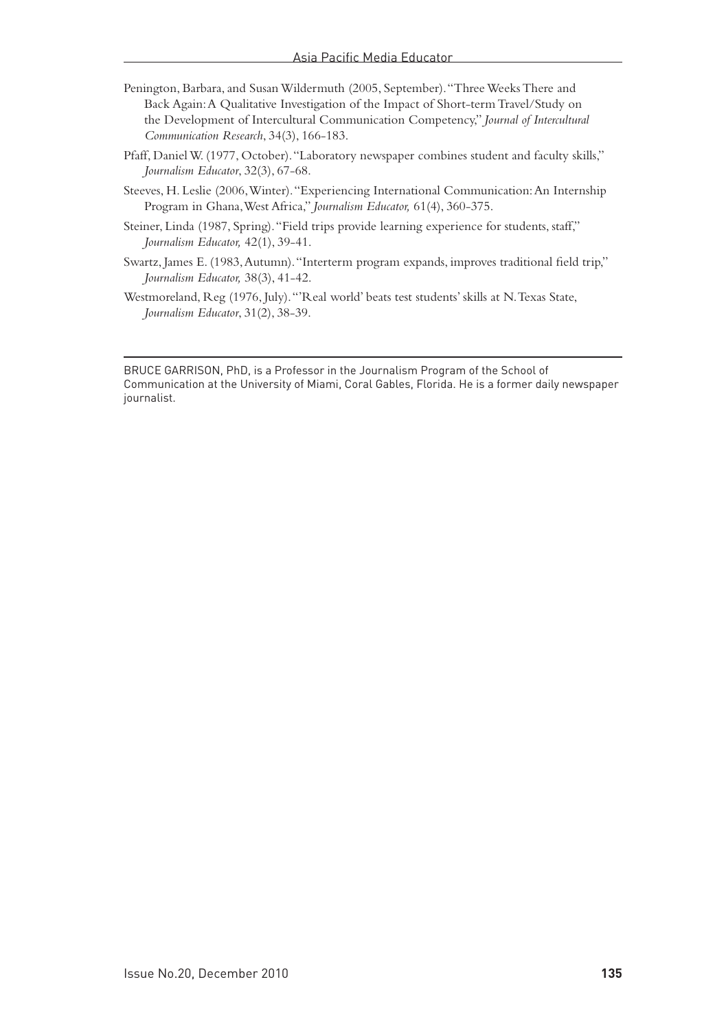Penington, Barbara, and Susan Wildermuth (2005, September). "Three Weeks There and Back Again: A Qualitative Investigation of the Impact of Short-term Travel/Study on the Development of Intercultural Communication Competency," *Journal of Intercultural Communication Research*, 34(3), 166-183.

Pfaff, Daniel W. (1977, October). "Laboratory newspaper combines student and faculty skills," *Journalism Educator*, 32(3), 67-68.

Steeves, H. Leslie (2006, Winter). "Experiencing International Communication: An Internship Program in Ghana, West Africa," *Journalism Educator,* 61(4), 360-375.

Steiner, Linda (1987, Spring). "Field trips provide learning experience for students, staff," *Journalism Educator,* 42(1), 39-41.

Swartz, James E. (1983, Autumn). "Interterm program expands, improves traditional field trip," *Journalism Educator,* 38(3), 41-42.

Westmoreland, Reg (1976, July). "'Real world' beats test students' skills at N. Texas State, *Journalism Educator*, 31(2), 38-39.

---

BRUCE GARRISON, PhD, is a Professor in the Journalism Program of the School of Communication at the University of Miami, Coral Gables, Florida. He is a former daily newspaper journalist.